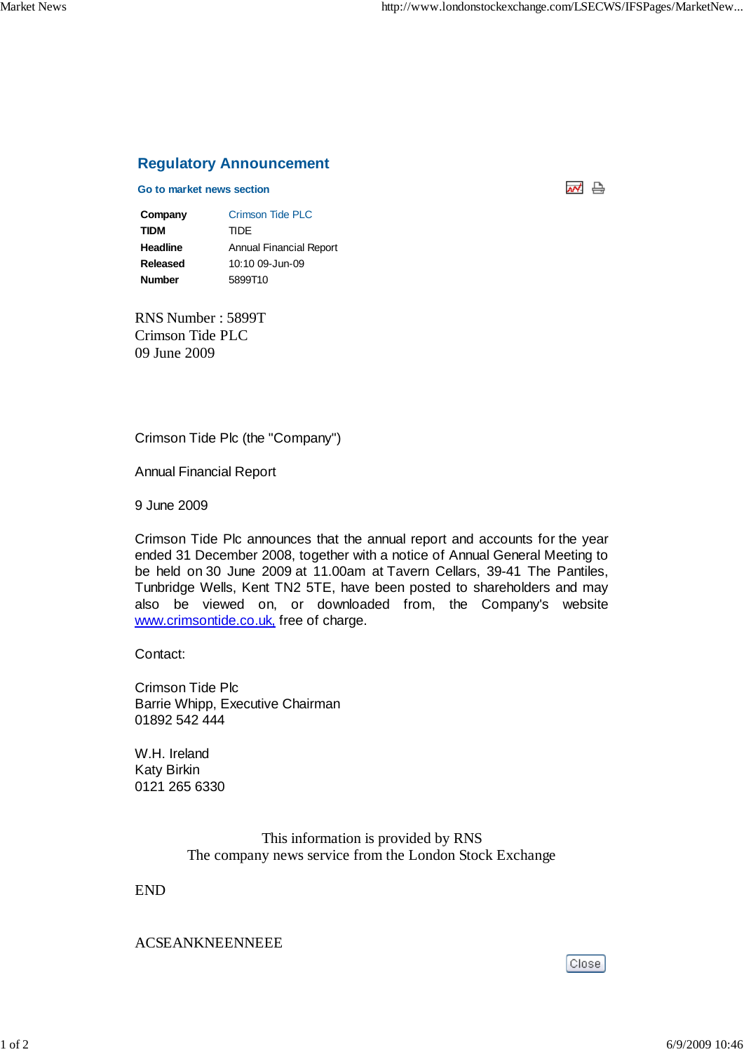## Regulatory Announcement

**Go to market news section**

| | |
|---|---|
| **Company** | Crimson Tide PLC |
| **TIDM** | TIDE |
| **Headline** | Annual Financial Report |
| **Released** | 10:10 09-Jun-09 |
| **Number** | 5899T10 |

RNS Number : 5899T
Crimson Tide PLC
09 June 2009

Crimson Tide Plc (the "Company")

Annual Financial Report

9 June 2009

Crimson Tide Plc announces that the annual report and accounts for the year ended 31 December 2008, together with a notice of Annual General Meeting to be held on 30 June 2009 at 11.00am at Tavern Cellars, 39-41 The Pantiles, Tunbridge Wells, Kent TN2 5TE, have been posted to shareholders and may also be viewed on, or downloaded from, the Company's website www.crimsontide.co.uk, free of charge.

Contact:

Crimson Tide Plc
Barrie Whipp, Executive Chairman
01892 542 444

W.H. Ireland
Katy Birkin
0121 265 6330

This information is provided by RNS
The company news service from the London Stock Exchange

END

ACSEANKNEENNEEE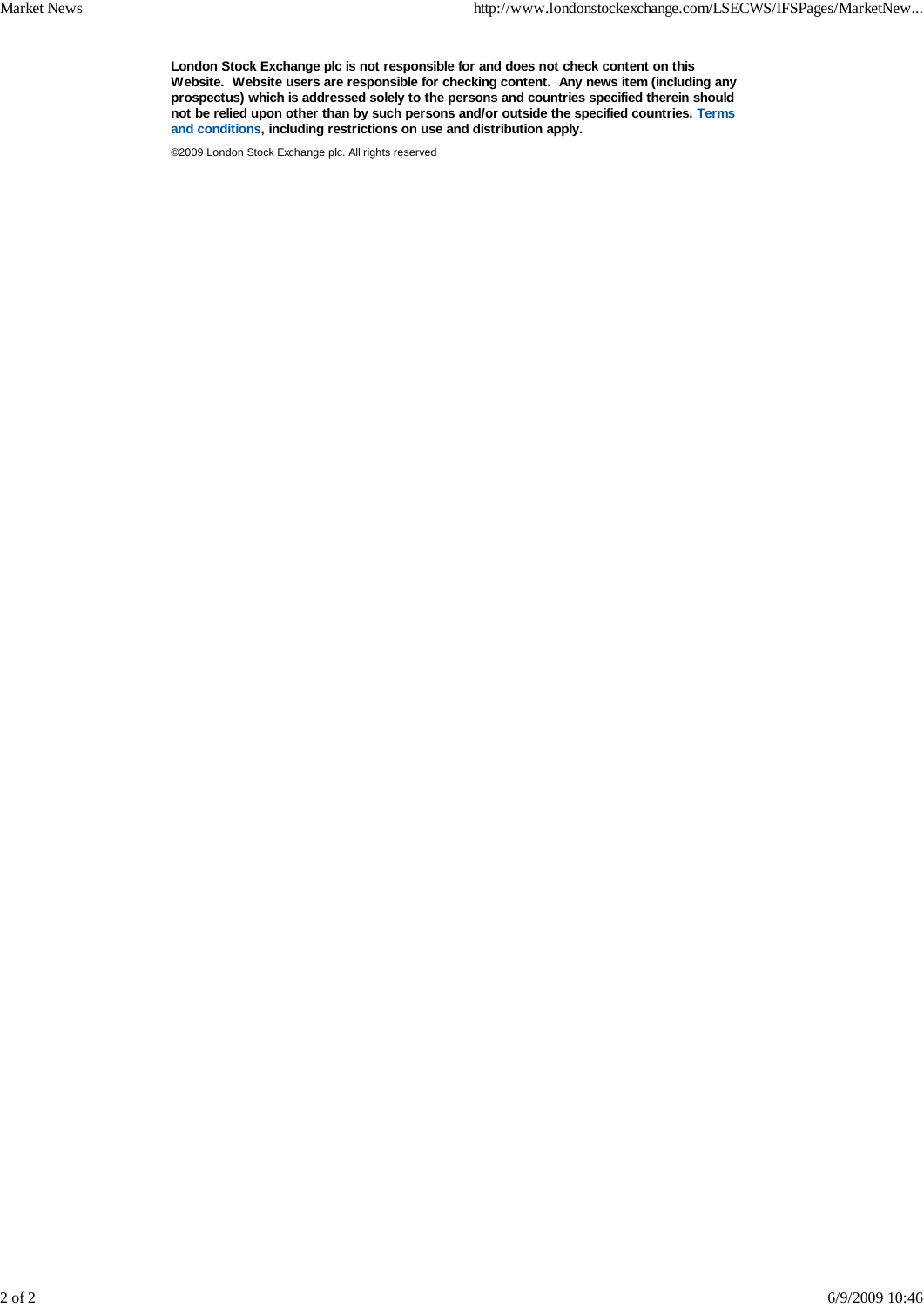**London Stock Exchange plc is not responsible for and does not check content on this Website. Website users are responsible for checking content. Any news item (including any prospectus) which is addressed solely to the persons and countries specified therein should not be relied upon other than by such persons and/or outside the specified countries. Terms and conditions, including restrictions on use and distribution apply.**

©2009 London Stock Exchange plc. All rights reserved